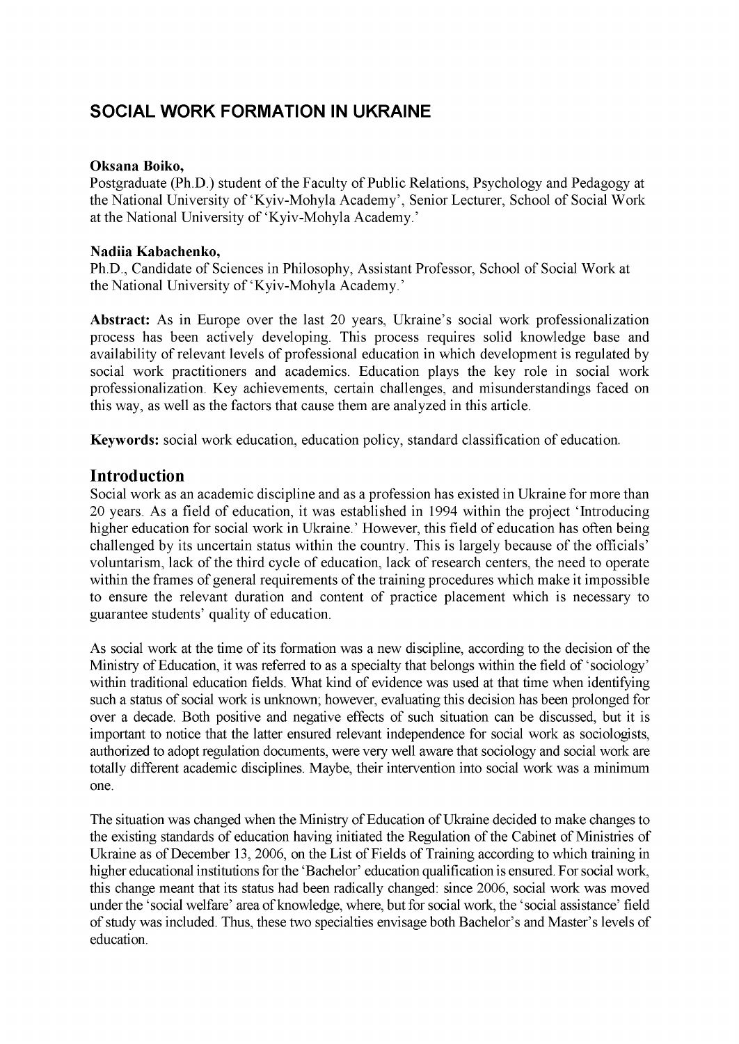# SOCIAL WORK FORMATION IN UKRAINE

**Oksana Boiko,**
Postgraduate (Ph.D.) student of the Faculty of Public Relations, Psychology and Pedagogy at the National University of 'Kyiv-Mohyla Academy', Senior Lecturer, School of Social Work at the National University of 'Kyiv-Mohyla Academy.'

**Nadiia Kabachenko,**
Ph.D., Candidate of Sciences in Philosophy, Assistant Professor, School of Social Work at the National University of 'Kyiv-Mohyla Academy.'

**Abstract:** As in Europe over the last 20 years, Ukraine's social work professionalization process has been actively developing. This process requires solid knowledge base and availability of relevant levels of professional education in which development is regulated by social work practitioners and academics. Education plays the key role in social work professionalization. Key achievements, certain challenges, and misunderstandings faced on this way, as well as the factors that cause them are analyzed in this article.

**Keywords:** social work education, education policy, standard classification of education.

## Introduction

Social work as an academic discipline and as a profession has existed in Ukraine for more than 20 years. As a field of education, it was established in 1994 within the project 'Introducing higher education for social work in Ukraine.' However, this field of education has often being challenged by its uncertain status within the country. This is largely because of the officials' voluntarism, lack of the third cycle of education, lack of research centers, the need to operate within the frames of general requirements of the training procedures which make it impossible to ensure the relevant duration and content of practice placement which is necessary to guarantee students' quality of education.

As social work at the time of its formation was a new discipline, according to the decision of the Ministry of Education, it was referred to as a specialty that belongs within the field of 'sociology' within traditional education fields. What kind of evidence was used at that time when identifying such a status of social work is unknown; however, evaluating this decision has been prolonged for over a decade. Both positive and negative effects of such situation can be discussed, but it is important to notice that the latter ensured relevant independence for social work as sociologists, authorized to adopt regulation documents, were very well aware that sociology and social work are totally different academic disciplines. Maybe, their intervention into social work was a minimum one.

The situation was changed when the Ministry of Education of Ukraine decided to make changes to the existing standards of education having initiated the Regulation of the Cabinet of Ministries of Ukraine as of December 13, 2006, on the List of Fields of Training according to which training in higher educational institutions for the 'Bachelor' education qualification is ensured. For social work, this change meant that its status had been radically changed: since 2006, social work was moved under the 'social welfare' area of knowledge, where, but for social work, the 'social assistance' field of study was included. Thus, these two specialties envisage both Bachelor's and Master's levels of education.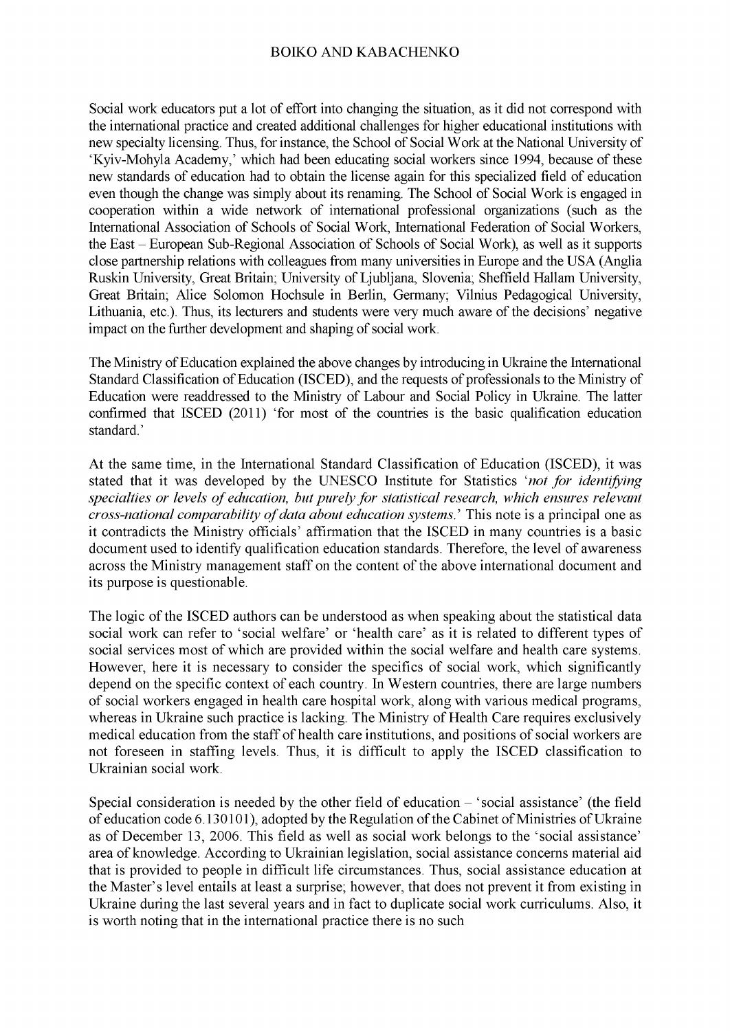Social work educators put a lot of effort into changing the situation, as it did not correspond with the international practice and created additional challenges for higher educational institutions with new specialty licensing. Thus, for instance, the School of Social Work at the National University of 'Kyiv-Mohyla Academy,' which had been educating social workers since 1994, because of these new standards of education had to obtain the license again for this specialized field of education even though the change was simply about its renaming. The School of Social Work is engaged in cooperation within a wide network of international professional organizations (such as the International Association of Schools of Social Work, International Federation of Social Workers, the East – European Sub-Regional Association of Schools of Social Work), as well as it supports close partnership relations with colleagues from many universities in Europe and the USA (Anglia Ruskin University, Great Britain; University of Ljubljana, Slovenia; Sheffield Hallam University, Great Britain; Alice Solomon Hochsule in Berlin, Germany; Vilnius Pedagogical University, Lithuania, etc.). Thus, its lecturers and students were very much aware of the decisions' negative impact on the further development and shaping of social work.

The Ministry of Education explained the above changes by introducing in Ukraine the International Standard Classification of Education (ISCED), and the requests of professionals to the Ministry of Education were readdressed to the Ministry of Labour and Social Policy in Ukraine. The latter confirmed that ISCED (2011) 'for most of the countries is the basic qualification education standard.'

At the same time, in the International Standard Classification of Education (ISCED), it was stated that it was developed by the UNESCO Institute for Statistics '*not for identifying specialties or levels of education, but purely for statistical research, which ensures relevant cross-national comparability of data about education systems.*' This note is a principal one as it contradicts the Ministry officials' affirmation that the ISCED in many countries is a basic document used to identify qualification education standards. Therefore, the level of awareness across the Ministry management staff on the content of the above international document and its purpose is questionable.

The logic of the ISCED authors can be understood as when speaking about the statistical data social work can refer to 'social welfare' or 'health care' as it is related to different types of social services most of which are provided within the social welfare and health care systems. However, here it is necessary to consider the specifics of social work, which significantly depend on the specific context of each country. In Western countries, there are large numbers of social workers engaged in health care hospital work, along with various medical programs, whereas in Ukraine such practice is lacking. The Ministry of Health Care requires exclusively medical education from the staff of health care institutions, and positions of social workers are not foreseen in staffing levels. Thus, it is difficult to apply the ISCED classification to Ukrainian social work.

Special consideration is needed by the other field of education – 'social assistance' (the field of education code 6.130101), adopted by the Regulation of the Cabinet of Ministries of Ukraine as of December 13, 2006. This field as well as social work belongs to the 'social assistance' area of knowledge. According to Ukrainian legislation, social assistance concerns material aid that is provided to people in difficult life circumstances. Thus, social assistance education at the Master's level entails at least a surprise; however, that does not prevent it from existing in Ukraine during the last several years and in fact to duplicate social work curriculums. Also, it is worth noting that in the international practice there is no such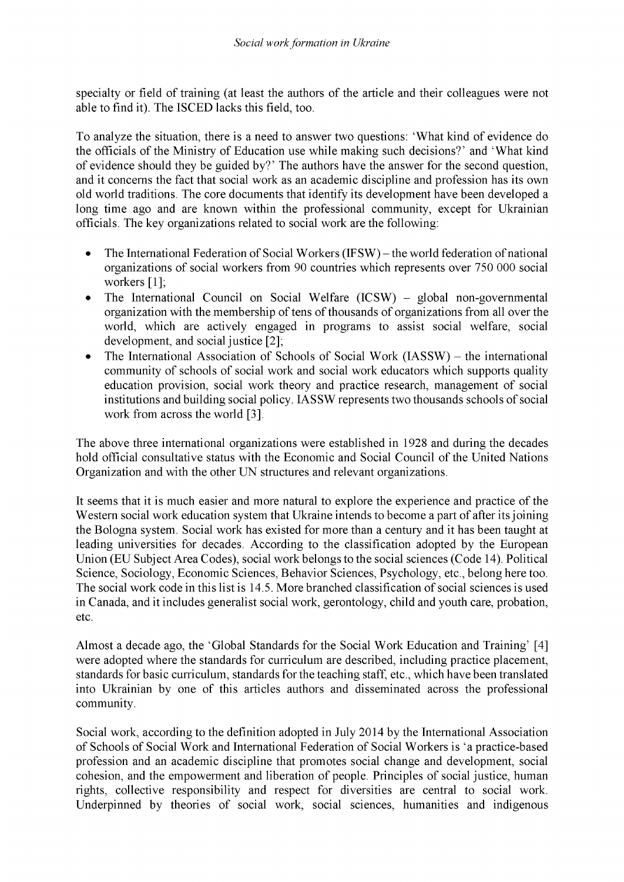specialty or field of training (at least the authors of the article and their colleagues were not able to find it). The ISCED lacks this field, too.

To analyze the situation, there is a need to answer two questions: 'What kind of evidence do the officials of the Ministry of Education use while making such decisions?' and 'What kind of evidence should they be guided by?' The authors have the answer for the second question, and it concerns the fact that social work as an academic discipline and profession has its own old world traditions. The core documents that identify its development have been developed a long time ago and are known within the professional community, except for Ukrainian officials. The key organizations related to social work are the following:

- The International Federation of Social Workers (IFSW) – the world federation of national organizations of social workers from 90 countries which represents over 750 000 social workers [1];
- The International Council on Social Welfare (ICSW) – global non-governmental organization with the membership of tens of thousands of organizations from all over the world, which are actively engaged in programs to assist social welfare, social development, and social justice [2];
- The International Association of Schools of Social Work (IASSW) – the international community of schools of social work and social work educators which supports quality education provision, social work theory and practice research, management of social institutions and building social policy. IASSW represents two thousands schools of social work from across the world [3].

The above three international organizations were established in 1928 and during the decades hold official consultative status with the Economic and Social Council of the United Nations Organization and with the other UN structures and relevant organizations.

It seems that it is much easier and more natural to explore the experience and practice of the Western social work education system that Ukraine intends to become a part of after its joining the Bologna system. Social work has existed for more than a century and it has been taught at leading universities for decades. According to the classification adopted by the European Union (EU Subject Area Codes), social work belongs to the social sciences (Code 14). Political Science, Sociology, Economic Sciences, Behavior Sciences, Psychology, etc., belong here too. The social work code in this list is 14.5. More branched classification of social sciences is used in Canada, and it includes generalist social work, gerontology, child and youth care, probation, etc.

Almost a decade ago, the 'Global Standards for the Social Work Education and Training' [4] were adopted where the standards for curriculum are described, including practice placement, standards for basic curriculum, standards for the teaching staff, etc., which have been translated into Ukrainian by one of this articles authors and disseminated across the professional community.

Social work, according to the definition adopted in July 2014 by the International Association of Schools of Social Work and International Federation of Social Workers is 'a practice-based profession and an academic discipline that promotes social change and development, social cohesion, and the empowerment and liberation of people. Principles of social justice, human rights, collective responsibility and respect for diversities are central to social work. Underpinned by theories of social work, social sciences, humanities and indigenous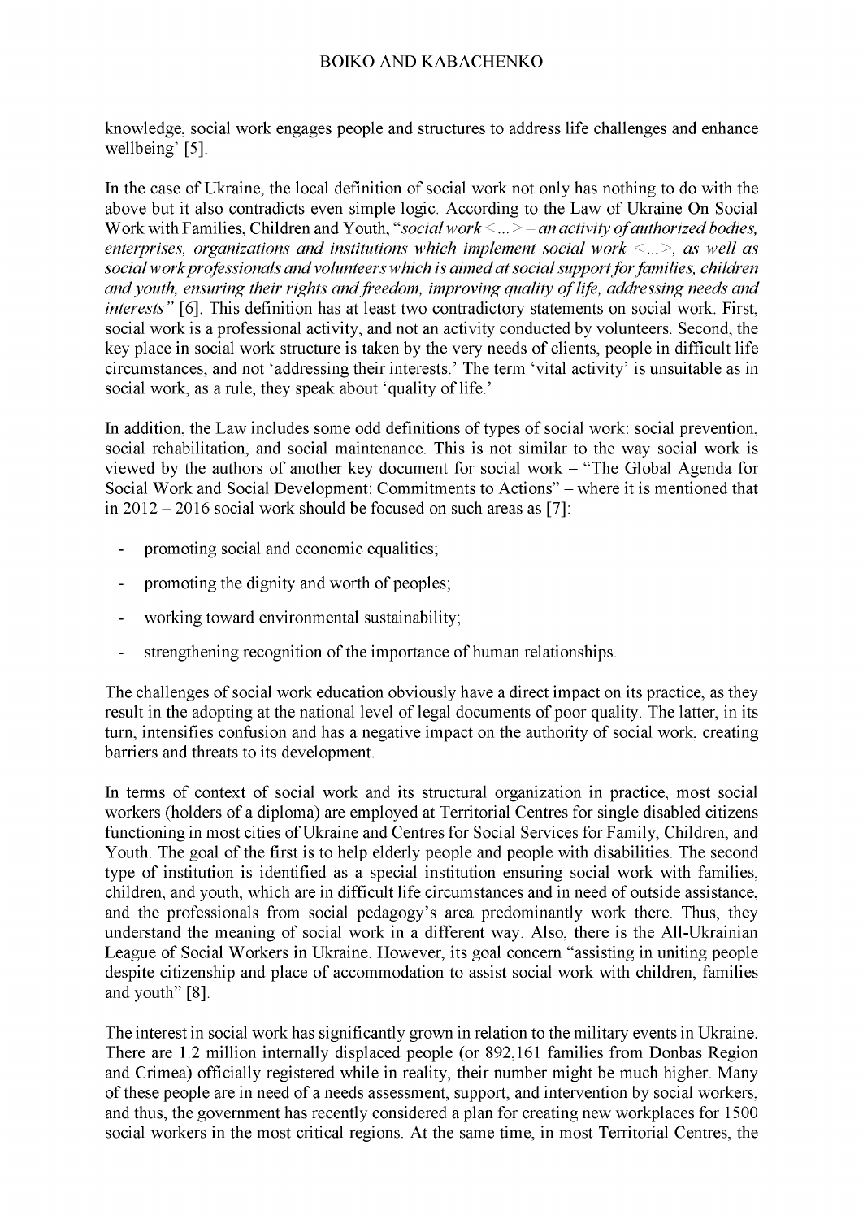knowledge, social work engages people and structures to address life challenges and enhance wellbeing' [5].

In the case of Ukraine, the local definition of social work not only has nothing to do with the above but it also contradicts even simple logic. According to the Law of Ukraine On Social Work with Families, Children and Youth, "*social work <...> – an activity of authorized bodies, enterprises, organizations and institutions which implement social work <...>, as well as social work professionals and volunteers which is aimed at social support for families, children and youth, ensuring their rights and freedom, improving quality of life, addressing needs and interests*" [6]. This definition has at least two contradictory statements on social work. First, social work is a professional activity, and not an activity conducted by volunteers. Second, the key place in social work structure is taken by the very needs of clients, people in difficult life circumstances, and not 'addressing their interests.' The term 'vital activity' is unsuitable as in social work, as a rule, they speak about 'quality of life.'

In addition, the Law includes some odd definitions of types of social work: social prevention, social rehabilitation, and social maintenance. This is not similar to the way social work is viewed by the authors of another key document for social work – "The Global Agenda for Social Work and Social Development: Commitments to Actions" – where it is mentioned that in 2012 – 2016 social work should be focused on such areas as [7]:

- promoting social and economic equalities;
- promoting the dignity and worth of peoples;
- working toward environmental sustainability;
- strengthening recognition of the importance of human relationships.

The challenges of social work education obviously have a direct impact on its practice, as they result in the adopting at the national level of legal documents of poor quality. The latter, in its turn, intensifies confusion and has a negative impact on the authority of social work, creating barriers and threats to its development.

In terms of context of social work and its structural organization in practice, most social workers (holders of a diploma) are employed at Territorial Centres for single disabled citizens functioning in most cities of Ukraine and Centres for Social Services for Family, Children, and Youth. The goal of the first is to help elderly people and people with disabilities. The second type of institution is identified as a special institution ensuring social work with families, children, and youth, which are in difficult life circumstances and in need of outside assistance, and the professionals from social pedagogy's area predominantly work there. Thus, they understand the meaning of social work in a different way. Also, there is the All-Ukrainian League of Social Workers in Ukraine. However, its goal concern "assisting in uniting people despite citizenship and place of accommodation to assist social work with children, families and youth" [8].

The interest in social work has significantly grown in relation to the military events in Ukraine. There are 1.2 million internally displaced people (or 892,161 families from Donbas Region and Crimea) officially registered while in reality, their number might be much higher. Many of these people are in need of a needs assessment, support, and intervention by social workers, and thus, the government has recently considered a plan for creating new workplaces for 1500 social workers in the most critical regions. At the same time, in most Territorial Centres, the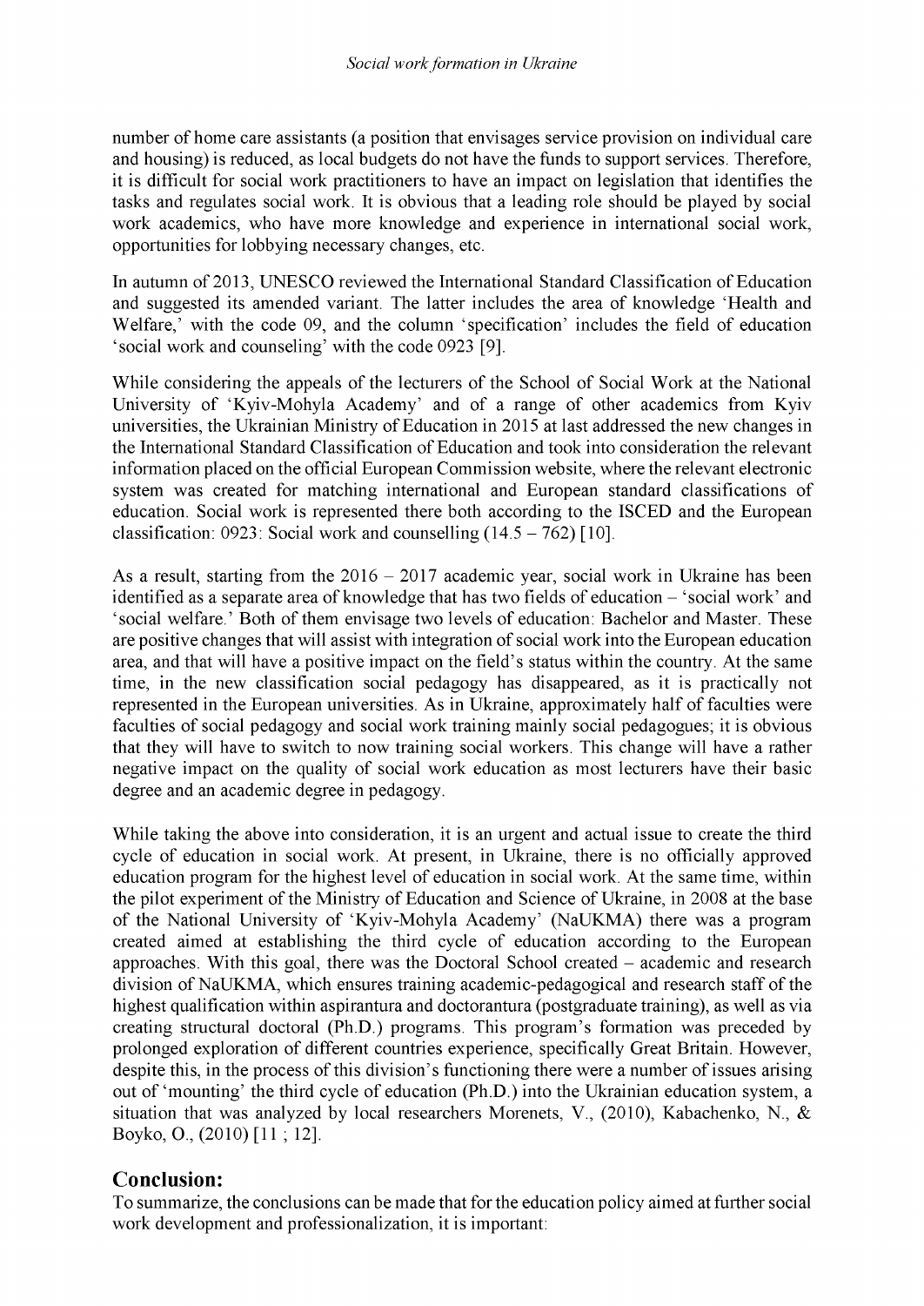number of home care assistants (a position that envisages service provision on individual care and housing) is reduced, as local budgets do not have the funds to support services. Therefore, it is difficult for social work practitioners to have an impact on legislation that identifies the tasks and regulates social work. It is obvious that a leading role should be played by social work academics, who have more knowledge and experience in international social work, opportunities for lobbying necessary changes, etc.

In autumn of 2013, UNESCO reviewed the International Standard Classification of Education and suggested its amended variant. The latter includes the area of knowledge 'Health and Welfare,' with the code 09, and the column 'specification' includes the field of education 'social work and counseling' with the code 0923 [9].

While considering the appeals of the lecturers of the School of Social Work at the National University of 'Kyiv-Mohyla Academy' and of a range of other academics from Kyiv universities, the Ukrainian Ministry of Education in 2015 at last addressed the new changes in the International Standard Classification of Education and took into consideration the relevant information placed on the official European Commission website, where the relevant electronic system was created for matching international and European standard classifications of education. Social work is represented there both according to the ISCED and the European classification: 0923: Social work and counselling (14.5 – 762) [10].

As a result, starting from the 2016 – 2017 academic year, social work in Ukraine has been identified as a separate area of knowledge that has two fields of education – 'social work' and 'social welfare.' Both of them envisage two levels of education: Bachelor and Master. These are positive changes that will assist with integration of social work into the European education area, and that will have a positive impact on the field's status within the country. At the same time, in the new classification social pedagogy has disappeared, as it is practically not represented in the European universities. As in Ukraine, approximately half of faculties were faculties of social pedagogy and social work training mainly social pedagogues; it is obvious that they will have to switch to now training social workers. This change will have a rather negative impact on the quality of social work education as most lecturers have their basic degree and an academic degree in pedagogy.

While taking the above into consideration, it is an urgent and actual issue to create the third cycle of education in social work. At present, in Ukraine, there is no officially approved education program for the highest level of education in social work. At the same time, within the pilot experiment of the Ministry of Education and Science of Ukraine, in 2008 at the base of the National University of 'Kyiv-Mohyla Academy' (NaUKMA) there was a program created aimed at establishing the third cycle of education according to the European approaches. With this goal, there was the Doctoral School created – academic and research division of NaUKMA, which ensures training academic-pedagogical and research staff of the highest qualification within aspirantura and doctorantura (postgraduate training), as well as via creating structural doctoral (Ph.D.) programs. This program's formation was preceded by prolonged exploration of different countries experience, specifically Great Britain. However, despite this, in the process of this division's functioning there were a number of issues arising out of 'mounting' the third cycle of education (Ph.D.) into the Ukrainian education system, a situation that was analyzed by local researchers Morenets, V., (2010), Kabachenko, N., & Boyko, O., (2010) [11 ; 12].

## Conclusion:

To summarize, the conclusions can be made that for the education policy aimed at further social work development and professionalization, it is important: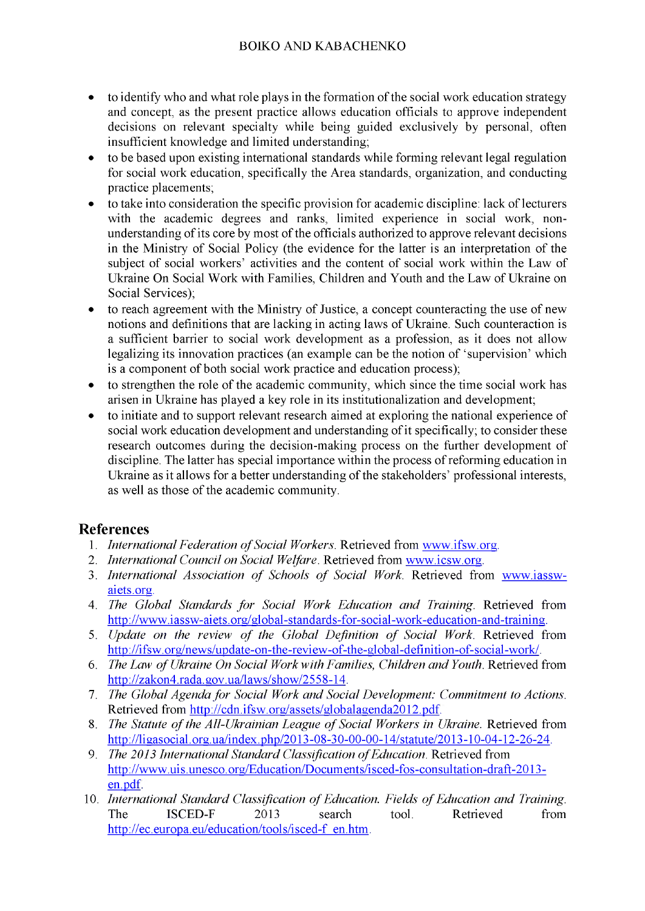- to identify who and what role plays in the formation of the social work education strategy and concept, as the present practice allows education officials to approve independent decisions on relevant specialty while being guided exclusively by personal, often insufficient knowledge and limited understanding;
- to be based upon existing international standards while forming relevant legal regulation for social work education, specifically the Area standards, organization, and conducting practice placements;
- to take into consideration the specific provision for academic discipline: lack of lecturers with the academic degrees and ranks, limited experience in social work, non-understanding of its core by most of the officials authorized to approve relevant decisions in the Ministry of Social Policy (the evidence for the latter is an interpretation of the subject of social workers' activities and the content of social work within the Law of Ukraine On Social Work with Families, Children and Youth and the Law of Ukraine on Social Services);
- to reach agreement with the Ministry of Justice, a concept counteracting the use of new notions and definitions that are lacking in acting laws of Ukraine. Such counteraction is a sufficient barrier to social work development as a profession, as it does not allow legalizing its innovation practices (an example can be the notion of 'supervision' which is a component of both social work practice and education process);
- to strengthen the role of the academic community, which since the time social work has arisen in Ukraine has played a key role in its institutionalization and development;
- to initiate and to support relevant research aimed at exploring the national experience of social work education development and understanding of it specifically; to consider these research outcomes during the decision-making process on the further development of discipline. The latter has special importance within the process of reforming education in Ukraine as it allows for a better understanding of the stakeholders' professional interests, as well as those of the academic community.

## References

1. *International Federation of Social Workers*. Retrieved from www.ifsw.org.
2. *International Council on Social Welfare*. Retrieved from www.icsw.org.
3. *International Association of Schools of Social Work*. Retrieved from www.iassw-aiets.org.
4. *The Global Standards for Social Work Education and Training*. Retrieved from http://www.iassw-aiets.org/global-standards-for-social-work-education-and-training.
5. *Update on the review of the Global Definition of Social Work*. Retrieved from http://ifsw.org/news/update-on-the-review-of-the-global-definition-of-social-work/.
6. *The Law of Ukraine On Social Work with Families, Children and Youth*. Retrieved from http://zakon4.rada.gov.ua/laws/show/2558-14.
7. *The Global Agenda for Social Work and Social Development: Commitment to Actions*. Retrieved from http://cdn.ifsw.org/assets/globalagenda2012.pdf.
8. *The Statute of the All-Ukrainian League of Social Workers in Ukraine*. Retrieved from http://ligasocial.org.ua/index.php/2013-08-30-00-00-14/statute/2013-10-04-12-26-24.
9. *The 2013 International Standard Classification of Education*. Retrieved from http://www.uis.unesco.org/Education/Documents/isced-fos-consultation-draft-2013-en.pdf.
10. *International Standard Classification of Education. Fields of Education and Training*. The ISCED-F 2013 search tool. Retrieved from http://ec.europa.eu/education/tools/isced-f_en.htm.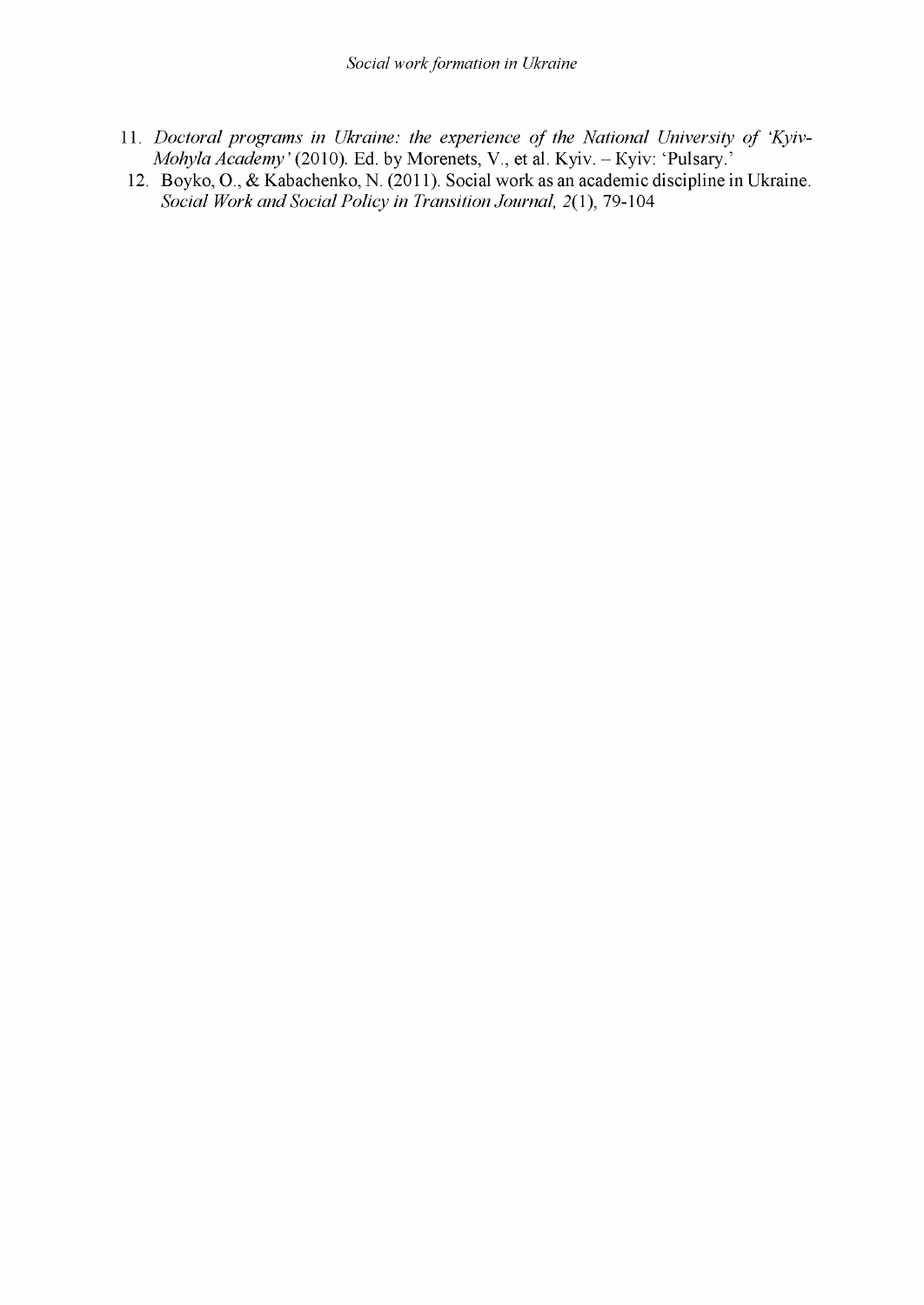11. *Doctoral programs in Ukraine: the experience of the National University of 'Kyiv-Mohyla Academy'* (2010). Ed. by Morenets, V., et al. Kyiv. – Kyiv: 'Pulsary.'
12. Boyko, O., & Kabachenko, N. (2011). Social work as an academic discipline in Ukraine. *Social Work and Social Policy in Transition Journal, 2*(1), 79-104